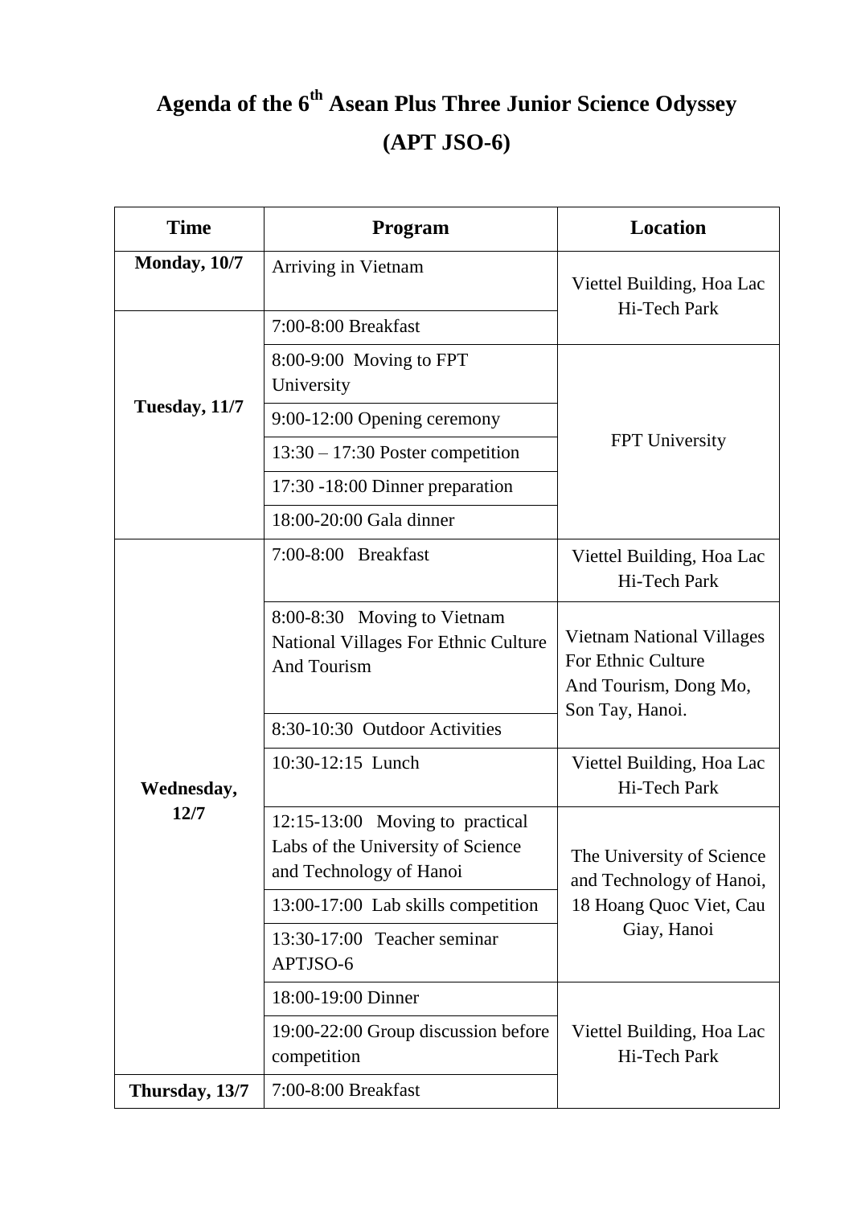# Agenda of the 6th Asean Plus Three Junior Science Odyssey (APT JSO-6)

| Time | Program | Location |
|---|---|---|
| **Monday, 10/7** | Arriving in Vietnam | Viettel Building, Hoa Lac Hi-Tech Park |
| **Tuesday, 11/7** | 7:00-8:00 Breakfast | |
| | 8:00-9:00 Moving to FPT University | FPT University |
| | 9:00-12:00 Opening ceremony | |
| | 13:30 – 17:30 Poster competition | |
| | 17:30 -18:00 Dinner preparation | |
| | 18:00-20:00 Gala dinner | |
| **Wednesday, 12/7** | 7:00-8:00 Breakfast | Viettel Building, Hoa Lac Hi-Tech Park |
| | 8:00-8:30 Moving to Vietnam National Villages For Ethnic Culture And Tourism | Vietnam National Villages For Ethnic Culture And Tourism, Dong Mo, Son Tay, Hanoi. |
| | 8:30-10:30 Outdoor Activities | |
| | 10:30-12:15 Lunch | Viettel Building, Hoa Lac Hi-Tech Park |
| | 12:15-13:00 Moving to practical Labs of the University of Science and Technology of Hanoi | The University of Science and Technology of Hanoi, 18 Hoang Quoc Viet, Cau Giay, Hanoi |
| | 13:00-17:00 Lab skills competition | |
| | 13:30-17:00 Teacher seminar APTJSO-6 | |
| | 18:00-19:00 Dinner | Viettel Building, Hoa Lac Hi-Tech Park |
| | 19:00-22:00 Group discussion before competition | |
| **Thursday, 13/7** | 7:00-8:00 Breakfast | |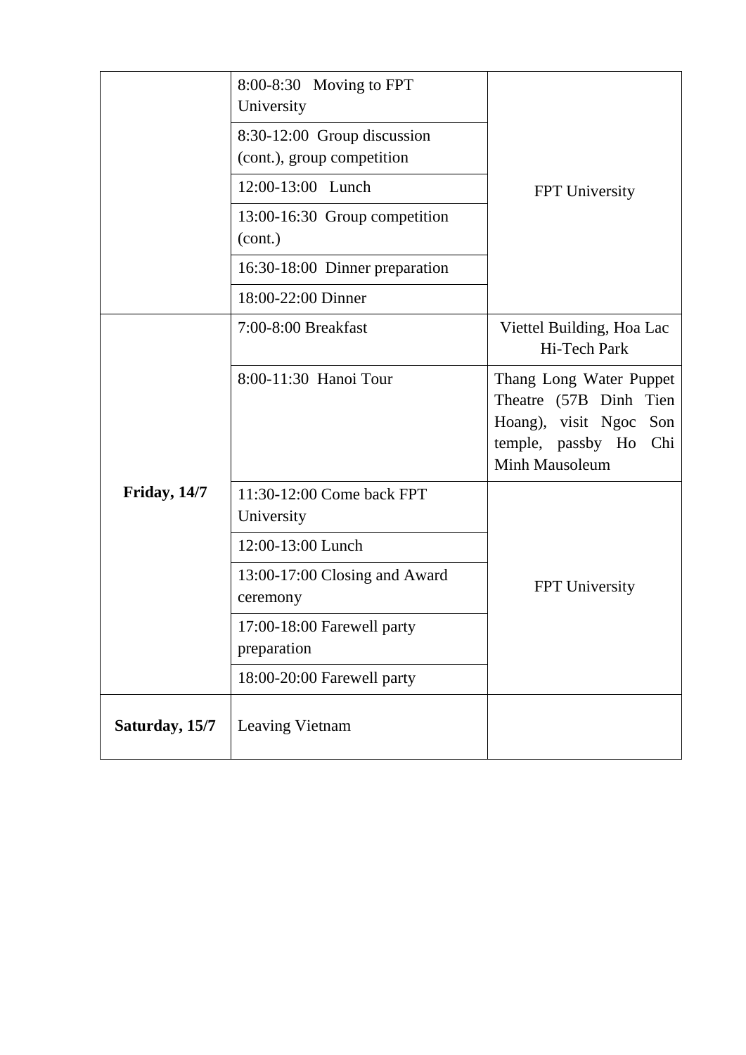| | | |
|---|---|---|
| | 8:00-8:30 Moving to FPT University | FPT University |
| | 8:30-12:00 Group discussion (cont.), group competition | |
| | 12:00-13:00 Lunch | |
| | 13:00-16:30 Group competition (cont.) | |
| | 16:30-18:00 Dinner preparation | |
| | 18:00-22:00 Dinner | |
| **Friday, 14/7** | 7:00-8:00 Breakfast | Viettel Building, Hoa Lac Hi-Tech Park |
| | 8:00-11:30 Hanoi Tour | Thang Long Water Puppet Theatre (57B Dinh Tien Hoang), visit Ngoc Son temple, passby Ho Chi Minh Mausoleum |
| | 11:30-12:00 Come back FPT University | FPT University |
| | 12:00-13:00 Lunch | |
| | 13:00-17:00 Closing and Award ceremony | |
| | 17:00-18:00 Farewell party preparation | |
| | 18:00-20:00 Farewell party | |
| **Saturday, 15/7** | Leaving Vietnam | |